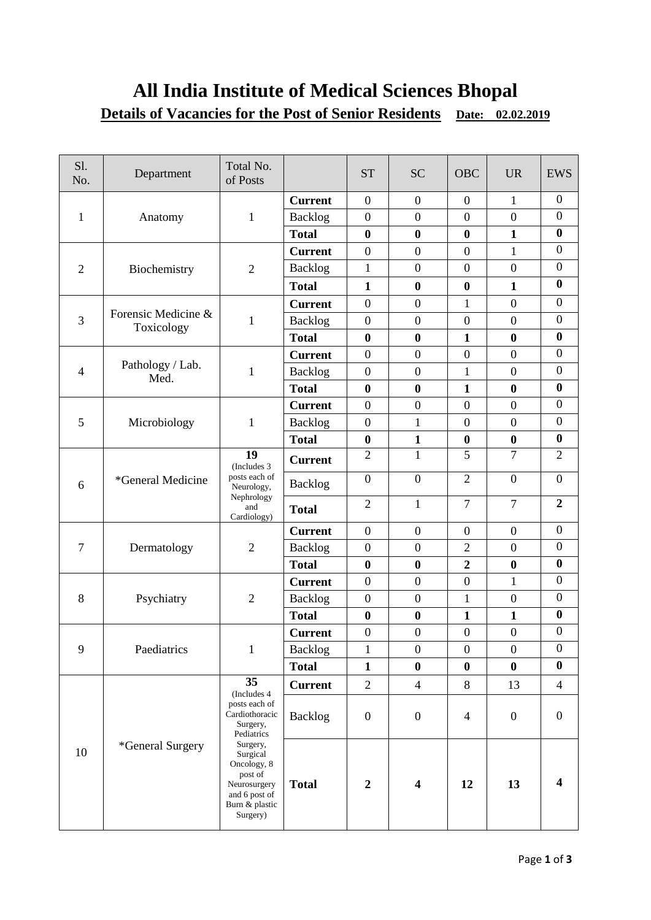# All India Institute of Medical Sciences Bhopal

## Details of Vacancies for the Post of Senior Residents **Date: 02.02.2019**

| Sl. No. | Department | Total No. of Posts | | ST | SC | OBC | UR | EWS |
|---|---|---|---|---|---|---|---|---|
| 1 | Anatomy | 1 | **Current** | 0 | 0 | 0 | 1 | 0 |
| | | | Backlog | 0 | 0 | 0 | 0 | 0 |
| | | | **Total** | **0** | **0** | **0** | **1** | **0** |
| 2 | Biochemistry | 2 | **Current** | 0 | 0 | 0 | 1 | 0 |
| | | | Backlog | 1 | 0 | 0 | 0 | 0 |
| | | | **Total** | **1** | **0** | **0** | **1** | **0** |
| 3 | Forensic Medicine & Toxicology | 1 | **Current** | 0 | 0 | 1 | 0 | 0 |
| | | | Backlog | 0 | 0 | 0 | 0 | 0 |
| | | | **Total** | **0** | **0** | **1** | **0** | **0** |
| 4 | Pathology / Lab. Med. | 1 | **Current** | 0 | 0 | 0 | 0 | 0 |
| | | | Backlog | 0 | 0 | 1 | 0 | 0 |
| | | | **Total** | **0** | **0** | **1** | **0** | **0** |
| 5 | Microbiology | 1 | **Current** | 0 | 0 | 0 | 0 | 0 |
| | | | Backlog | 0 | 1 | 0 | 0 | 0 |
| | | | **Total** | **0** | **1** | **0** | **0** | **0** |
| 6 | *General Medicine | **19** (Includes 3 posts each of Neurology, Nephrology and Cardiology) | **Current** | 2 | 1 | 5 | 7 | 2 |
| | | | Backlog | 0 | 0 | 2 | 0 | 0 |
| | | | **Total** | 2 | 1 | 7 | 7 | **2** |
| 7 | Dermatology | 2 | **Current** | 0 | 0 | 0 | 0 | 0 |
| | | | Backlog | 0 | 0 | 2 | 0 | 0 |
| | | | **Total** | **0** | **0** | **2** | **0** | **0** |
| 8 | Psychiatry | 2 | **Current** | 0 | 0 | 0 | 1 | 0 |
| | | | Backlog | 0 | 0 | 1 | 0 | 0 |
| | | | **Total** | **0** | **0** | **1** | **1** | **0** |
| 9 | Paediatrics | 1 | **Current** | 0 | 0 | 0 | 0 | 0 |
| | | | Backlog | 1 | 0 | 0 | 0 | 0 |
| | | | **Total** | **1** | **0** | **0** | **0** | **0** |
| 10 | *General Surgery | **35** (Includes 4 posts each of Cardiothoracic Surgery, Pediatrics Surgery, Surgical Oncology, 8 post of Neurosurgery and 6 post of Burn & plastic Surgery) | **Current** | 2 | 4 | 8 | 13 | 4 |
| | | | Backlog | 0 | 0 | 4 | 0 | 0 |
| | | | **Total** | **2** | **4** | **12** | **13** | **4** |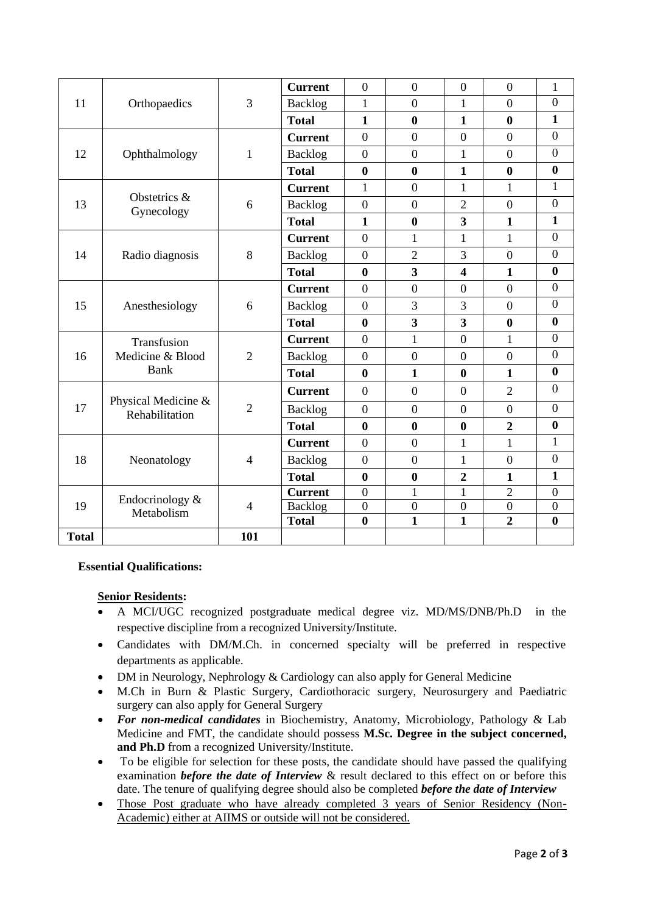| | | | | | | | | |
|---|---|---|---|---|---|---|---|---|
| 11 | Orthopaedics | 3 | **Current** | 0 | 0 | 0 | 0 | 1 |
| | | | Backlog | 1 | 0 | 1 | 0 | 0 |
| | | | **Total** | **1** | **0** | **1** | **0** | **1** |
| 12 | Ophthalmology | 1 | **Current** | 0 | 0 | 0 | 0 | 0 |
| | | | Backlog | 0 | 0 | 1 | 0 | 0 |
| | | | **Total** | **0** | **0** | **1** | **0** | **0** |
| 13 | Obstetrics & Gynecology | 6 | **Current** | 1 | 0 | 1 | 1 | 1 |
| | | | Backlog | 0 | 0 | 2 | 0 | 0 |
| | | | **Total** | **1** | **0** | **3** | **1** | **1** |
| 14 | Radio diagnosis | 8 | **Current** | 0 | 1 | 1 | 1 | 0 |
| | | | Backlog | 0 | 2 | 3 | 0 | 0 |
| | | | **Total** | **0** | **3** | **4** | **1** | **0** |
| 15 | Anesthesiology | 6 | **Current** | 0 | 0 | 0 | 0 | 0 |
| | | | Backlog | 0 | 3 | 3 | 0 | 0 |
| | | | **Total** | **0** | **3** | **3** | **0** | **0** |
| 16 | Transfusion Medicine & Blood Bank | 2 | **Current** | 0 | 1 | 0 | 1 | 0 |
| | | | Backlog | 0 | 0 | 0 | 0 | 0 |
| | | | **Total** | **0** | **1** | **0** | **1** | **0** |
| 17 | Physical Medicine & Rehabilitation | 2 | **Current** | 0 | 0 | 0 | 2 | 0 |
| | | | Backlog | 0 | 0 | 0 | 0 | 0 |
| | | | **Total** | **0** | **0** | **0** | **2** | **0** |
| 18 | Neonatology | 4 | **Current** | 0 | 0 | 1 | 1 | 1 |
| | | | Backlog | 0 | 0 | 1 | 0 | 0 |
| | | | **Total** | **0** | **0** | **2** | **1** | **1** |
| 19 | Endocrinology & Metabolism | 4 | **Current** | 0 | 1 | 1 | 2 | 0 |
| | | | Backlog | 0 | 0 | 0 | 0 | 0 |
| | | | **Total** | **0** | **1** | **1** | **2** | **0** |
| **Total** | | **101** | | | | | | |

**Essential Qualifications:**

**Senior Residents:**

- A MCI/UGC recognized postgraduate medical degree viz. MD/MS/DNB/Ph.D in the respective discipline from a recognized University/Institute.
- Candidates with DM/M.Ch. in concerned specialty will be preferred in respective departments as applicable.
- DM in Neurology, Nephrology & Cardiology can also apply for General Medicine
- M.Ch in Burn & Plastic Surgery, Cardiothoracic surgery, Neurosurgery and Paediatric surgery can also apply for General Surgery
- ***For non-medical candidates*** in Biochemistry, Anatomy, Microbiology, Pathology & Lab Medicine and FMT, the candidate should possess **M.Sc. Degree in the subject concerned, and Ph.D** from a recognized University/Institute.
- To be eligible for selection for these posts, the candidate should have passed the qualifying examination ***before the date of Interview*** & result declared to this effect on or before this date. The tenure of qualifying degree should also be completed ***before the date of Interview***
- <u>Those Post graduate who have already completed 3 years of Senior Residency (Non-Academic) either at AIIMS or outside will not be considered.</u>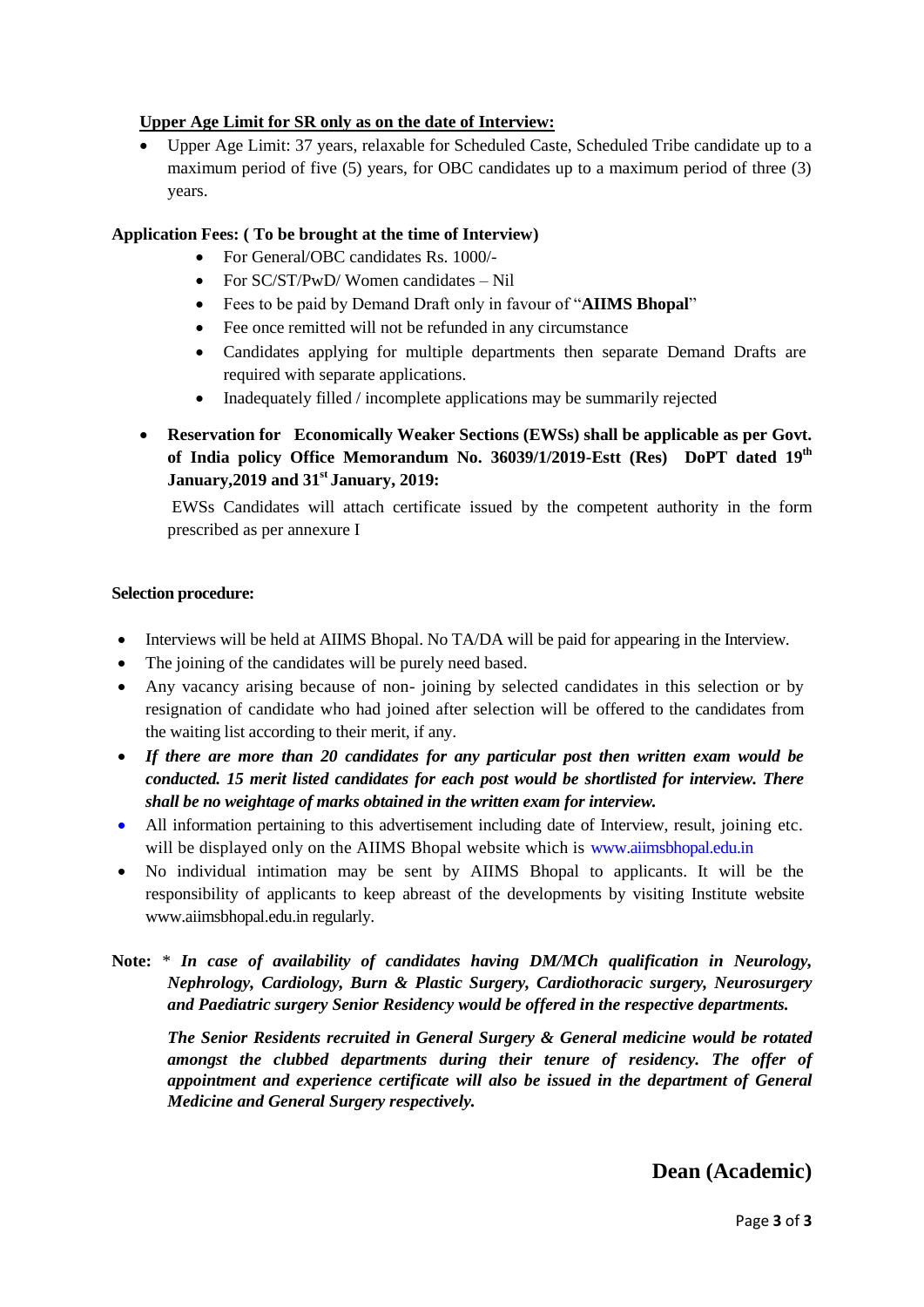**<u>Upper Age Limit for SR only as on the date of Interview:</u>**

- Upper Age Limit: 37 years, relaxable for Scheduled Caste, Scheduled Tribe candidate up to a maximum period of five (5) years, for OBC candidates up to a maximum period of three (3) years.

**Application Fees: ( To be brought at the time of Interview)**

- For General/OBC candidates Rs. 1000/-
- For SC/ST/PwD/ Women candidates – Nil
- Fees to be paid by Demand Draft only in favour of "**AIIMS Bhopal**"
- Fee once remitted will not be refunded in any circumstance
- Candidates applying for multiple departments then separate Demand Drafts are required with separate applications.
- Inadequately filled / incomplete applications may be summarily rejected

- **Reservation for Economically Weaker Sections (EWSs) shall be applicable as per Govt. of India policy Office Memorandum No. 36039/1/2019-Estt (Res) DoPT dated 19th January,2019 and 31st January, 2019:**

  EWSs Candidates will attach certificate issued by the competent authority in the form prescribed as per annexure I

**Selection procedure:**

- Interviews will be held at AIIMS Bhopal. No TA/DA will be paid for appearing in the Interview.
- The joining of the candidates will be purely need based.
- Any vacancy arising because of non- joining by selected candidates in this selection or by resignation of candidate who had joined after selection will be offered to the candidates from the waiting list according to their merit, if any.
- ***If there are more than 20 candidates for any particular post then written exam would be conducted. 15 merit listed candidates for each post would be shortlisted for interview. There shall be no weightage of marks obtained in the written exam for interview.***
- All information pertaining to this advertisement including date of Interview, result, joining etc. will be displayed only on the AIIMS Bhopal website which is www.aiimsbhopal.edu.in
- No individual intimation may be sent by AIIMS Bhopal to applicants. It will be the responsibility of applicants to keep abreast of the developments by visiting Institute website www.aiimsbhopal.edu.in regularly.

**Note:** * ***In case of availability of candidates having DM/MCh qualification in Neurology, Nephrology, Cardiology, Burn & Plastic Surgery, Cardiothoracic surgery, Neurosurgery and Paediatric surgery Senior Residency would be offered in the respective departments.***

***The Senior Residents recruited in General Surgery & General medicine would be rotated amongst the clubbed departments during their tenure of residency. The offer of appointment and experience certificate will also be issued in the department of General Medicine and General Surgery respectively.***

**Dean (Academic)**